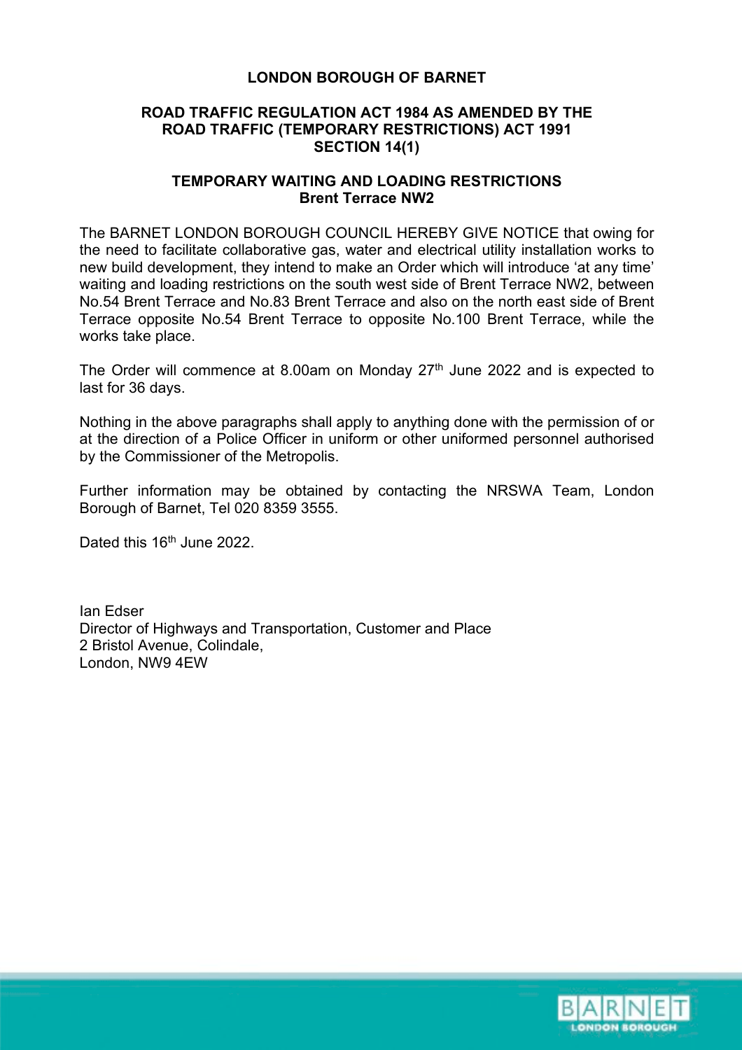# LONDON BOROUGH OF BARNET

## ROAD TRAFFIC REGULATION ACT 1984 AS AMENDED BY THE ROAD TRAFFIC (TEMPORARY RESTRICTIONS) ACT 1991 SECTION 14(1)

## TEMPORARY WAITING AND LOADING RESTRICTIONS Brent Terrace NW2

The BARNET LONDON BOROUGH COUNCIL HEREBY GIVE NOTICE that owing for the need to facilitate collaborative gas, water and electrical utility installation works to new build development, they intend to make an Order which will introduce 'at any time' waiting and loading restrictions on the south west side of Brent Terrace NW2, between No.54 Brent Terrace and No.83 Brent Terrace and also on the north east side of Brent Terrace opposite No.54 Brent Terrace to opposite No.100 Brent Terrace, while the works take place.

The Order will commence at 8.00am on Monday 27th June 2022 and is expected to last for 36 days.

Nothing in the above paragraphs shall apply to anything done with the permission of or at the direction of a Police Officer in uniform or other uniformed personnel authorised by the Commissioner of the Metropolis.

Further information may be obtained by contacting the NRSWA Team, London Borough of Barnet, Tel 020 8359 3555.

Dated this 16th June 2022.

Ian Edser
Director of Highways and Transportation, Customer and Place
2 Bristol Avenue, Colindale,
London, NW9 4EW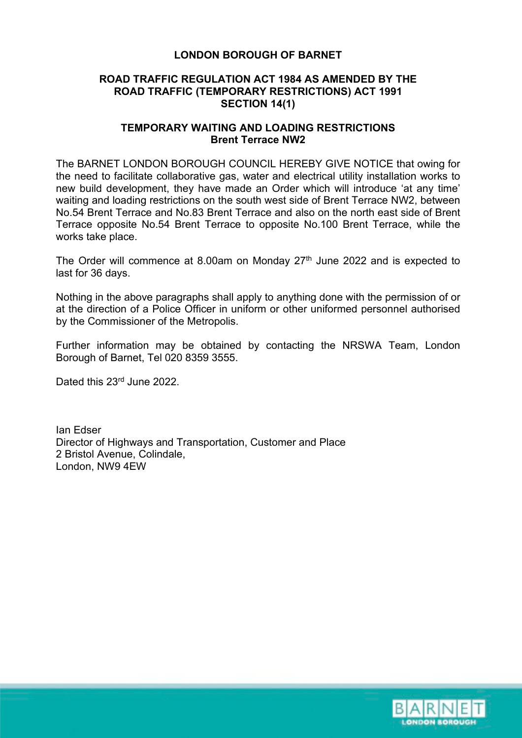**LONDON BOROUGH OF BARNET**

**ROAD TRAFFIC REGULATION ACT 1984 AS AMENDED BY THE ROAD TRAFFIC (TEMPORARY RESTRICTIONS) ACT 1991 SECTION 14(1)**

**TEMPORARY WAITING AND LOADING RESTRICTIONS**
**Brent Terrace NW2**

The BARNET LONDON BOROUGH COUNCIL HEREBY GIVE NOTICE that owing for the need to facilitate collaborative gas, water and electrical utility installation works to new build development, they have made an Order which will introduce 'at any time' waiting and loading restrictions on the south west side of Brent Terrace NW2, between No.54 Brent Terrace and No.83 Brent Terrace and also on the north east side of Brent Terrace opposite No.54 Brent Terrace to opposite No.100 Brent Terrace, while the works take place.

The Order will commence at 8.00am on Monday 27th June 2022 and is expected to last for 36 days.

Nothing in the above paragraphs shall apply to anything done with the permission of or at the direction of a Police Officer in uniform or other uniformed personnel authorised by the Commissioner of the Metropolis.

Further information may be obtained by contacting the NRSWA Team, London Borough of Barnet, Tel 020 8359 3555.

Dated this 23rd June 2022.

Ian Edser
Director of Highways and Transportation, Customer and Place
2 Bristol Avenue, Colindale,
London, NW9 4EW